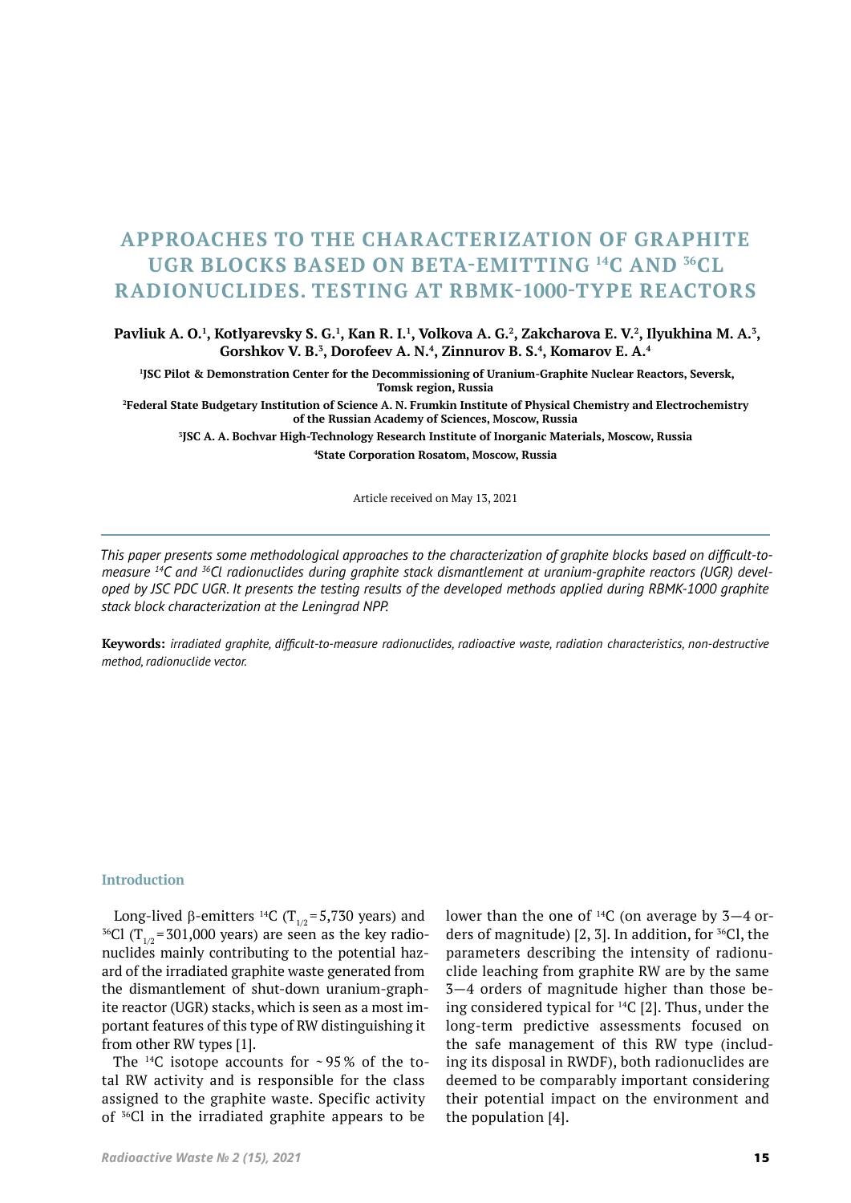# APPROACHES TO THE CHARACTERIZATION OF GRAPHITE UGR BLOCKS BASED ON BETA-EMITTING $^{14}C$ AND $^{36}Cl$ RADIONUCLIDES. TESTING AT RBMK-1000-TYPE REACTORS

**Pavliuk A. O.[1], Kotlyarevsky S. G.[1], Kan R. I.[1], Volkova A. G.[2], Zakcharova E. V.[2], Ilyukhina M. A.[3], Gorshkov V. B.[3], Dorofeev A. N.[4], Zinnurov B. S.[4], Komarov E. A.[4]**

[1]JSC Pilot & Demonstration Center for the Decommissioning of Uranium-Graphite Nuclear Reactors, Seversk, Tomsk region, Russia

[2]Federal State Budgetary Institution of Science A. N. Frumkin Institute of Physical Chemistry and Electrochemistry of the Russian Academy of Sciences, Moscow, Russia

[3]JSC A. A. Bochvar High-Technology Research Institute of Inorganic Materials, Moscow, Russia

[4]State Corporation Rosatom, Moscow, Russia

Article received on May 13, 2021

*This paper presents some methodological approaches to the characterization of graphite blocks based on difficult-to-measure $^{14}C$ and $^{36}Cl$ radionuclides during graphite stack dismantlement at uranium-graphite reactors (UGR) developed by JSC PDC UGR. It presents the testing results of the developed methods applied during RBMK-1000 graphite stack block characterization at the Leningrad NPP.*

**Keywords:** *irradiated graphite, difficult-to-measure radionuclides, radioactive waste, radiation characteristics, non-destructive method, radionuclide vector.*

## Introduction

Long-lived β-emitters $^{14}C$ ($T_{1/2}$ = 5,730 years) and $^{36}Cl$ ($T_{1/2}$ = 301,000 years) are seen as the key radionuclides mainly contributing to the potential hazard of the irradiated graphite waste generated from the dismantlement of shut-down uranium-graphite reactor (UGR) stacks, which is seen as a most important features of this type of RW distinguishing it from other RW types [1].

The $^{14}C$ isotope accounts for ~95% of the total RW activity and is responsible for the class assigned to the graphite waste. Specific activity of $^{36}Cl$ in the irradiated graphite appears to be lower than the one of $^{14}C$ (on average by 3—4 orders of magnitude) [2, 3]. In addition, for $^{36}Cl$, the parameters describing the intensity of radionuclide leaching from graphite RW are by the same 3—4 orders of magnitude higher than those being considered typical for $^{14}C$ [2]. Thus, under the long-term predictive assessments focused on the safe management of this RW type (including its disposal in RWDF), both radionuclides are deemed to be comparably important considering their potential impact on the environment and the population [4].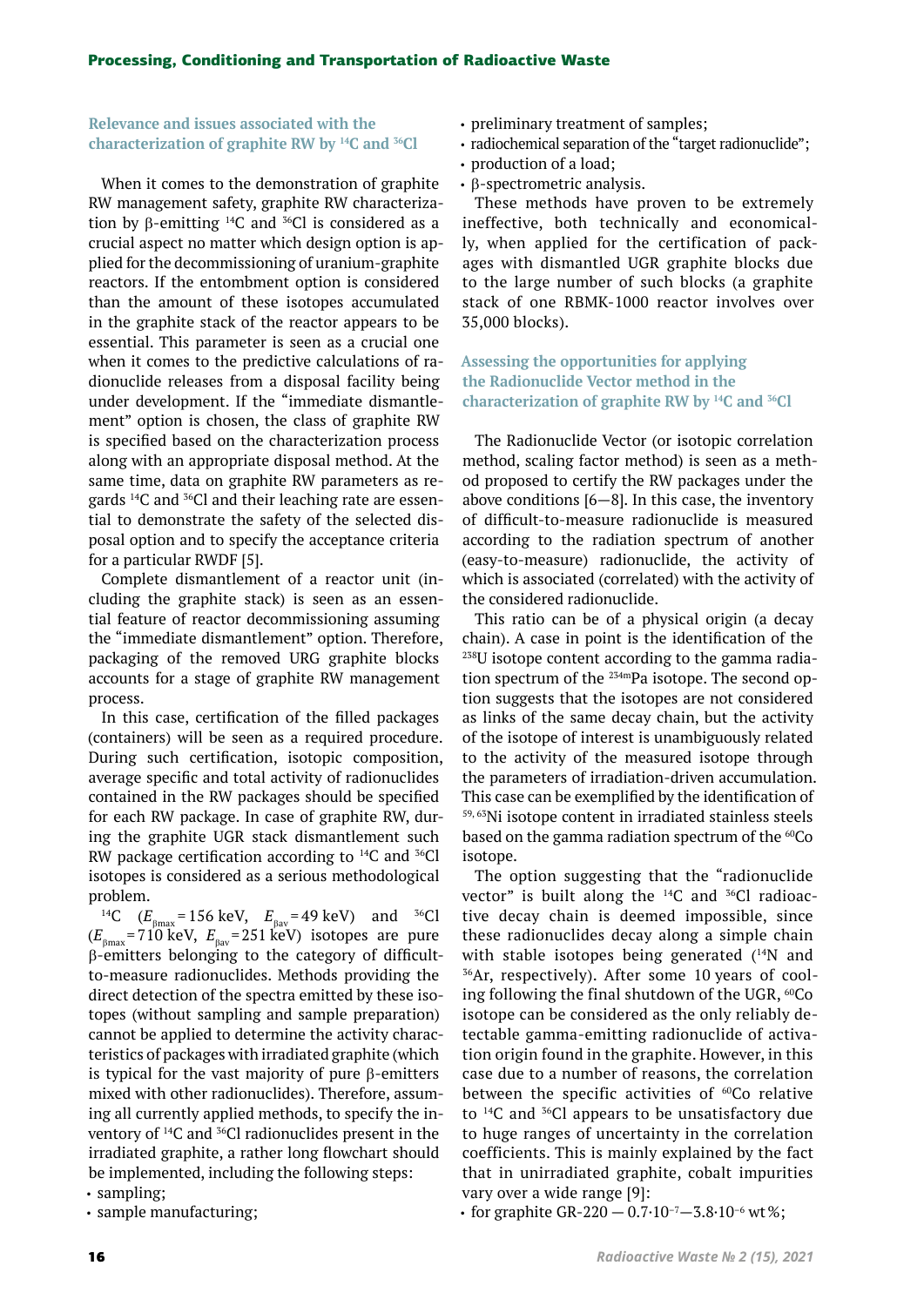### Relevance and issues associated with the characterization of graphite RW by $^{14}C$ and $^{36}Cl$

When it comes to the demonstration of graphite RW management safety, graphite RW characterization by β-emitting $^{14}C$ and $^{36}Cl$ is considered as a crucial aspect no matter which design option is applied for the decommissioning of uranium-graphite reactors. If the entombment option is considered than the amount of these isotopes accumulated in the graphite stack of the reactor appears to be essential. This parameter is seen as a crucial one when it comes to the predictive calculations of radionuclide releases from a disposal facility being under development. If the "immediate dismantlement" option is chosen, the class of graphite RW is specified based on the characterization process along with an appropriate disposal method. At the same time, data on graphite RW parameters as regards $^{14}C$ and $^{36}Cl$ and their leaching rate are essential to demonstrate the safety of the selected disposal option and to specify the acceptance criteria for a particular RWDF [5].

Complete dismantlement of a reactor unit (including the graphite stack) is seen as an essential feature of reactor decommissioning assuming the "immediate dismantlement" option. Therefore, packaging of the removed URG graphite blocks accounts for a stage of graphite RW management process.

In this case, certification of the filled packages (containers) will be seen as a required procedure. During such certification, isotopic composition, average specific and total activity of radionuclides contained in the RW packages should be specified for each RW package. In case of graphite RW, during the graphite UGR stack dismantlement such RW package certification according to $^{14}C$ and $^{36}Cl$ isotopes is considered as a serious methodological problem.

$^{14}C$ ($E_{\beta max}$ = 156 keV, $E_{\beta av}$ = 49 keV) and $^{36}Cl$ ($E_{\beta max}$ = 710 keV, $E_{\beta av}$ = 251 keV) isotopes are pure β-emitters belonging to the category of difficult-to-measure radionuclides. Methods providing the direct detection of the spectra emitted by these isotopes (without sampling and sample preparation) cannot be applied to determine the activity characteristics of packages with irradiated graphite (which is typical for the vast majority of pure β-emitters mixed with other radionuclides). Therefore, assuming all currently applied methods, to specify the inventory of $^{14}C$ and $^{36}Cl$ radionuclides present in the irradiated graphite, a rather long flowchart should be implemented, including the following steps:

- sampling;
- sample manufacturing;
- preliminary treatment of samples;
- radiochemical separation of the "target radionuclide";
- production of a load;
- β-spectrometric analysis.

These methods have proven to be extremely ineffective, both technically and economically, when applied for the certification of packages with dismantled UGR graphite blocks due to the large number of such blocks (a graphite stack of one RBMK-1000 reactor involves over 35,000 blocks).

### Assessing the opportunities for applying the Radionuclide Vector method in the characterization of graphite RW by $^{14}C$ and $^{36}Cl$

The Radionuclide Vector (or isotopic correlation method, scaling factor method) is seen as a method proposed to certify the RW packages under the above conditions [6—8]. In this case, the inventory of difficult-to-measure radionuclide is measured according to the radiation spectrum of another (easy-to-measure) radionuclide, the activity of which is associated (correlated) with the activity of the considered radionuclide.

This ratio can be of a physical origin (a decay chain). A case in point is the identification of the $^{238}U$ isotope content according to the gamma radiation spectrum of the $^{234m}Pa$ isotope. The second option suggests that the isotopes are not considered as links of the same decay chain, but the activity of the isotope of interest is unambiguously related to the activity of the measured isotope through the parameters of irradiation-driven accumulation. This case can be exemplified by the identification of $^{59, 63}Ni$ isotope content in irradiated stainless steels based on the gamma radiation spectrum of the $^{60}Co$ isotope.

The option suggesting that the "radionuclide vector" is built along the $^{14}C$ and $^{36}Cl$ radioactive decay chain is deemed impossible, since these radionuclides decay along a simple chain with stable isotopes being generated ($^{14}N$ and $^{36}Ar$, respectively). After some 10 years of cooling following the final shutdown of the UGR, $^{60}Co$ isotope can be considered as the only reliably detectable gamma-emitting radionuclide of activation origin found in the graphite. However, in this case due to a number of reasons, the correlation between the specific activities of $^{60}Co$ relative to $^{14}C$ and $^{36}Cl$ appears to be unsatisfactory due to huge ranges of uncertainty in the correlation coefficients. This is mainly explained by the fact that in unirradiated graphite, cobalt impurities vary over a wide range [9]:

- for graphite GR-220 — $0.7 \cdot 10^{-7}$—$3.8 \cdot 10^{-6}$ wt%;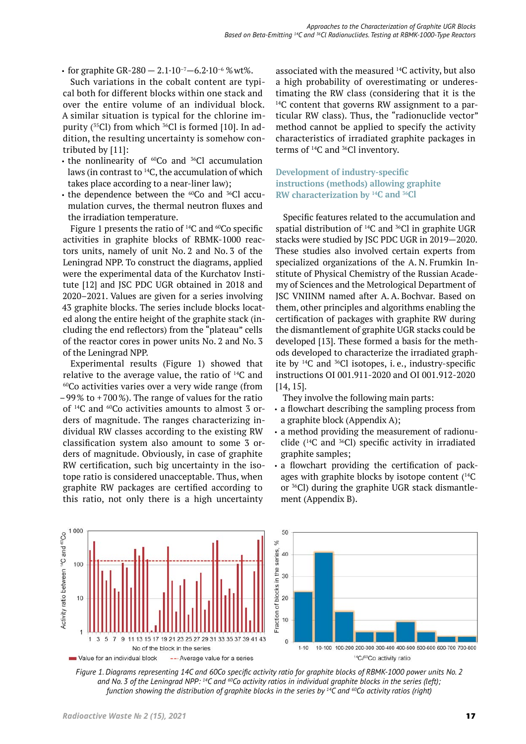- for graphite GR-280 — $2.1 \cdot 10^{-7}$—$6.2 \cdot 10^{-6}$ % wt%.

Such variations in the cobalt content are typical both for different blocks within one stack and over the entire volume of an individual block. A similar situation is typical for the chlorine impurity ($^{35}Cl$) from which $^{36}Cl$ is formed [10]. In addition, the resulting uncertainty is somehow contributed by [11]:

- the nonlinearity of $^{60}Co$ and $^{36}Cl$ accumulation laws (in contrast to $^{14}C$, the accumulation of which takes place according to a near-liner law);
- the dependence between the $^{60}Co$ and $^{36}Cl$ accumulation curves, the thermal neutron fluxes and the irradiation temperature.

Figure 1 presents the ratio of $^{14}C$ and $^{60}Co$ specific activities in graphite blocks of RBMK-1000 reactors units, namely of unit No. 2 and No. 3 of the Leningrad NPP. To construct the diagrams, applied were the experimental data of the Kurchatov Institute [12] and JSC PDC UGR obtained in 2018 and 2020–2021. Values are given for a series involving 43 graphite blocks. The series include blocks located along the entire height of the graphite stack (including the end reflectors) from the "plateau" cells of the reactor cores in power units No. 2 and No. 3 of the Leningrad NPP.

Experimental results (Figure 1) showed that relative to the average value, the ratio of $^{14}C$ and $^{60}Co$ activities varies over a very wide range (from –99 % to +700 %). The range of values for the ratio of $^{14}C$ and $^{60}Co$ activities amounts to almost 3 orders of magnitude. The ranges characterizing individual RW classes according to the existing RW classification system also amount to some 3 orders of magnitude. Obviously, in case of graphite RW certification, such big uncertainty in the isotope ratio is considered unacceptable. Thus, when graphite RW packages are certified according to this ratio, not only there is a high uncertainty associated with the measured $^{14}C$ activity, but also a high probability of overestimating or underestimating the RW class (considering that it is the $^{14}C$ content that governs RW assignment to a particular RW class). Thus, the "radionuclide vector" method cannot be applied to specify the activity characteristics of irradiated graphite packages in terms of $^{14}C$ and $^{36}Cl$ inventory.

## Development of industry-specific instructions (methods) allowing graphite RW characterization by $^{14}C$ and $^{36}Cl$

Specific features related to the accumulation and spatial distribution of $^{14}C$ and $^{36}Cl$ in graphite UGR stacks were studied by JSC PDC UGR in 2019—2020. These studies also involved certain experts from specialized organizations of the A. N. Frumkin Institute of Physical Chemistry of the Russian Academy of Sciences and the Metrological Department of JSC VNIINM named after A. A. Bochvar. Based on them, other principles and algorithms enabling the certification of packages with graphite RW during the dismantlement of graphite UGR stacks could be developed [13]. These formed a basis for the methods developed to characterize the irradiated graphite by $^{14}C$ and $^{36}Cl$ isotopes, i. e., industry-specific instructions OI 001.911-2020 and OI 001.912-2020 [14, 15].

They involve the following main parts:

- a flowchart describing the sampling process from a graphite block (Appendix A);
- a method providing the measurement of radionuclide ($^{14}C$ and $^{36}Cl$) specific activity in irradiated graphite samples;
- a flowchart providing the certification of packages with graphite blocks by isotope content ($^{14}C$ or $^{36}Cl$) during the graphite UGR stack dismantlement (Appendix B).

*Figure 1. Diagrams representing 14C and 60Co specific activity ratio for graphite blocks of RBMK-1000 power units No. 2 and No. 3 of the Leningrad NPP: $^{14}C$ and $^{60}Co$ activity ratios in individual graphite blocks in the series (left); function showing the distribution of graphite blocks in the series by $^{14}C$ and $^{60}Co$ activity ratios (right)*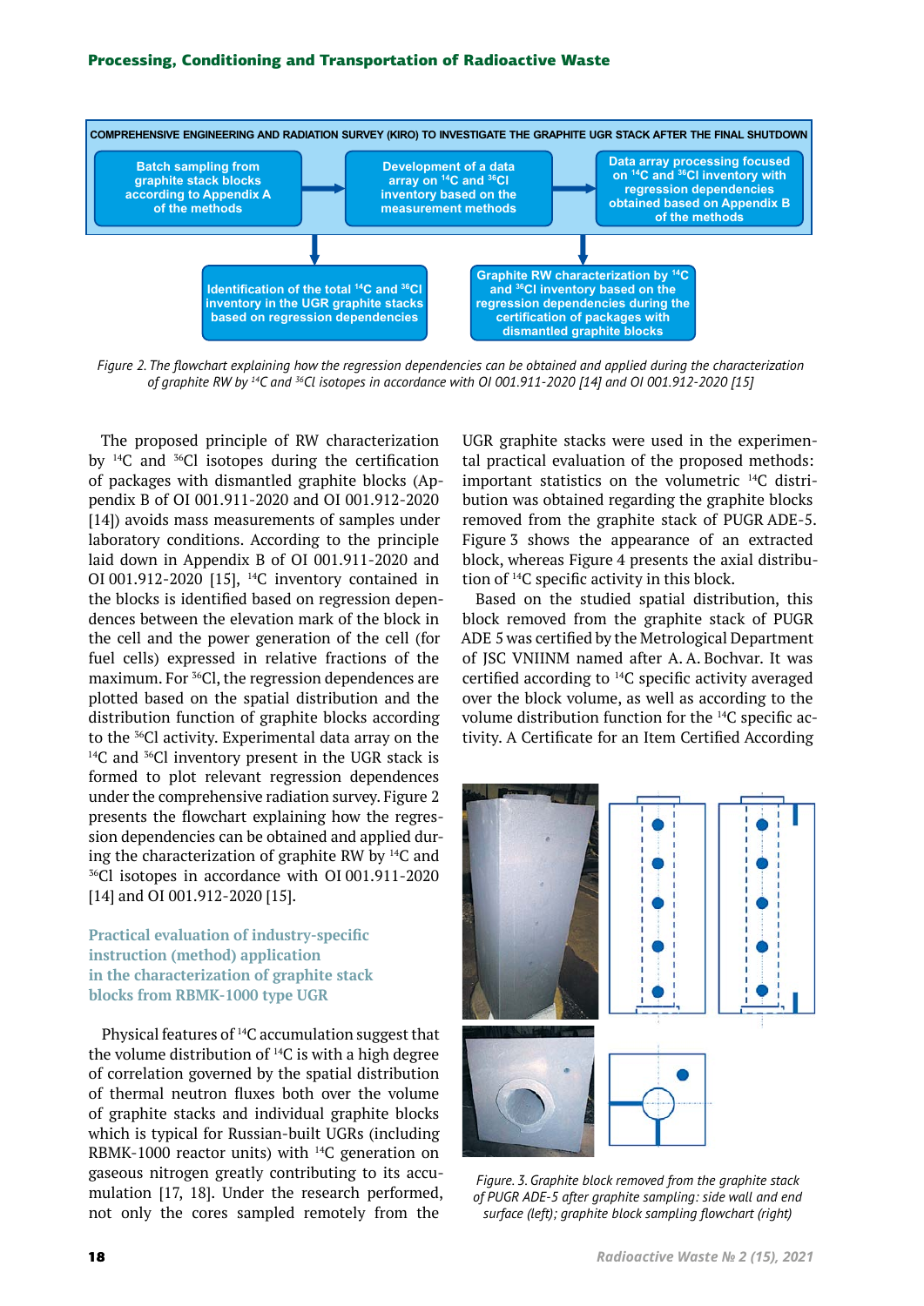COMPREHENSIVE ENGINEERING AND RADIATION SURVEY (KIRO) TO INVESTIGATE THE GRAPHITE UGR STACK AFTER THE FINAL SHUTDOWN

Batch sampling from graphite stack blocks according to Appendix A of the methods → Development of a data array on $^{14}$C and $^{36}$Cl inventory based on the measurement methods → Data array processing focused on $^{14}$C and $^{36}$Cl inventory with regression dependencies obtained based on Appendix B of the methods

Identification of the total $^{14}$C and $^{36}$Cl inventory in the UGR graphite stacks based on regression dependencies

Graphite RW characterization by $^{14}$C and $^{36}$Cl inventory based on the regression dependencies during the certification of packages with dismantled graphite blocks

*Figure 2. The flowchart explaining how the regression dependencies can be obtained and applied during the characterization of graphite RW by $^{14}$C and $^{36}$Cl isotopes in accordance with OI 001.911-2020 [14] and OI 001.912-2020 [15]*

The proposed principle of RW characterization by $^{14}$C and $^{36}$Cl isotopes during the certification of packages with dismantled graphite blocks (Appendix B of OI 001.911-2020 and OI 001.912-2020 [14]) avoids mass measurements of samples under laboratory conditions. According to the principle laid down in Appendix B of OI 001.911-2020 and OI 001.912-2020 [15], $^{14}$C inventory contained in the blocks is identified based on regression dependences between the elevation mark of the block in the cell and the power generation of the cell (for fuel cells) expressed in relative fractions of the maximum. For $^{36}$Cl, the regression dependences are plotted based on the spatial distribution and the distribution function of graphite blocks according to the $^{36}$Cl activity. Experimental data array on the $^{14}$C and $^{36}$Cl inventory present in the UGR stack is formed to plot relevant regression dependences under the comprehensive radiation survey. Figure 2 presents the flowchart explaining how the regression dependencies can be obtained and applied during the characterization of graphite RW by $^{14}$C and $^{36}$Cl isotopes in accordance with OI 001.911-2020 [14] and OI 001.912-2020 [15].

## Practical evaluation of industry-specific instruction (method) application in the characterization of graphite stack blocks from RBMK-1000 type UGR

Physical features of $^{14}$C accumulation suggest that the volume distribution of $^{14}$C is with a high degree of correlation governed by the spatial distribution of thermal neutron fluxes both over the volume of graphite stacks and individual graphite blocks which is typical for Russian-built UGRs (including RBMK-1000 reactor units) with $^{14}$C generation on gaseous nitrogen greatly contributing to its accumulation [17, 18]. Under the research performed, not only the cores sampled remotely from the UGR graphite stacks were used in the experimental practical evaluation of the proposed methods: important statistics on the volumetric $^{14}$C distribution was obtained regarding the graphite blocks removed from the graphite stack of PUGR ADE-5. Figure 3 shows the appearance of an extracted block, whereas Figure 4 presents the axial distribution of $^{14}$C specific activity in this block.

Based on the studied spatial distribution, this block removed from the graphite stack of PUGR ADE 5 was certified by the Metrological Department of JSC VNIINM named after A. A. Bochvar. It was certified according to $^{14}$C specific activity averaged over the block volume, as well as according to the volume distribution function for the $^{14}$C specific activity. A Certificate for an Item Certified According

*Figure. 3. Graphite block removed from the graphite stack of PUGR ADE-5 after graphite sampling: side wall and end surface (left); graphite block sampling flowchart (right)*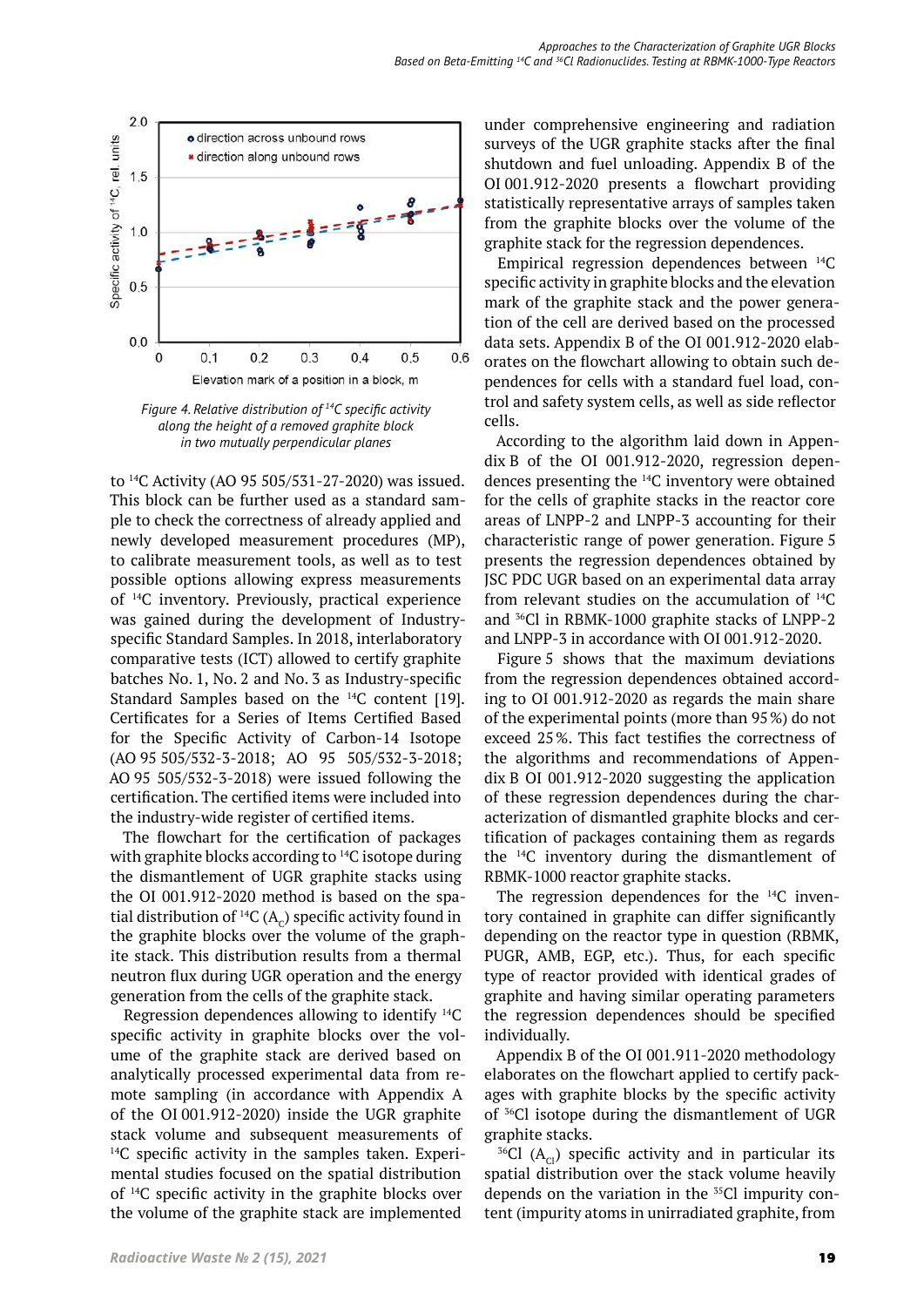Figure 4. Relative distribution of $^{14}C$ specific activity along the height of a removed graphite block in two mutually perpendicular planes

to $^{14}C$ Activity (AO 95 505/531-27-2020) was issued. This block can be further used as a standard sample to check the correctness of already applied and newly developed measurement procedures (MP), to calibrate measurement tools, as well as to test possible options allowing express measurements of $^{14}C$ inventory. Previously, practical experience was gained during the development of Industry-specific Standard Samples. In 2018, interlaboratory comparative tests (ICT) allowed to certify graphite batches No. 1, No. 2 and No. 3 as Industry-specific Standard Samples based on the $^{14}C$ content [19]. Certificates for a Series of Items Certified Based for the Specific Activity of Carbon-14 Isotope (AO 95 505/532-3-2018; AO 95 505/532-3-2018; AO 95 505/532-3-2018) were issued following the certification. The certified items were included into the industry-wide register of certified items.

The flowchart for the certification of packages with graphite blocks according to $^{14}C$ isotope during the dismantlement of UGR graphite stacks using the OI 001.912-2020 method is based on the spatial distribution of $^{14}C$ ($A_c$) specific activity found in the graphite blocks over the volume of the graphite stack. This distribution results from a thermal neutron flux during UGR operation and the energy generation from the cells of the graphite stack.

Regression dependences allowing to identify $^{14}C$ specific activity in graphite blocks over the volume of the graphite stack are derived based on analytically processed experimental data from remote sampling (in accordance with Appendix A of the OI 001.912-2020) inside the UGR graphite stack volume and subsequent measurements of $^{14}C$ specific activity in the samples taken. Experimental studies focused on the spatial distribution of $^{14}C$ specific activity in the graphite blocks over the volume of the graphite stack are implemented under comprehensive engineering and radiation surveys of the UGR graphite stacks after the final shutdown and fuel unloading. Appendix B of the OI 001.912-2020 presents a flowchart providing statistically representative arrays of samples taken from the graphite blocks over the volume of the graphite stack for the regression dependences.

Empirical regression dependences between $^{14}C$ specific activity in graphite blocks and the elevation mark of the graphite stack and the power generation of the cell are derived based on the processed data sets. Appendix B of the OI 001.912-2020 elaborates on the flowchart allowing to obtain such dependences for cells with a standard fuel load, control and safety system cells, as well as side reflector cells.

According to the algorithm laid down in Appendix B of the OI 001.912-2020, regression dependences presenting the $^{14}C$ inventory were obtained for the cells of graphite stacks in the reactor core areas of LNPP-2 and LNPP-3 accounting for their characteristic range of power generation. Figure 5 presents the regression dependences obtained by JSC PDC UGR based on an experimental data array from relevant studies on the accumulation of $^{14}C$ and $^{36}Cl$ in RBMK-1000 graphite stacks of LNPP-2 and LNPP-3 in accordance with OI 001.912-2020.

Figure 5 shows that the maximum deviations from the regression dependences obtained according to OI 001.912-2020 as regards the main share of the experimental points (more than 95 %) do not exceed 25 %. This fact testifies the correctness of the algorithms and recommendations of Appendix B OI 001.912-2020 suggesting the application of these regression dependences during the characterization of dismantled graphite blocks and certification of packages containing them as regards the $^{14}C$ inventory during the dismantlement of RBMK-1000 reactor graphite stacks.

The regression dependences for the $^{14}C$ inventory contained in graphite can differ significantly depending on the reactor type in question (RBMK, PUGR, AMB, EGP, etc.). Thus, for each specific type of reactor provided with identical grades of graphite and having similar operating parameters the regression dependences should be specified individually.

Appendix B of the OI 001.911-2020 methodology elaborates on the flowchart applied to certify packages with graphite blocks by the specific activity of $^{36}Cl$ isotope during the dismantlement of UGR graphite stacks.

$^{36}Cl$ ($A_{Cl}$) specific activity and in particular its spatial distribution over the stack volume heavily depends on the variation in the $^{35}Cl$ impurity content (impurity atoms in unirradiated graphite, from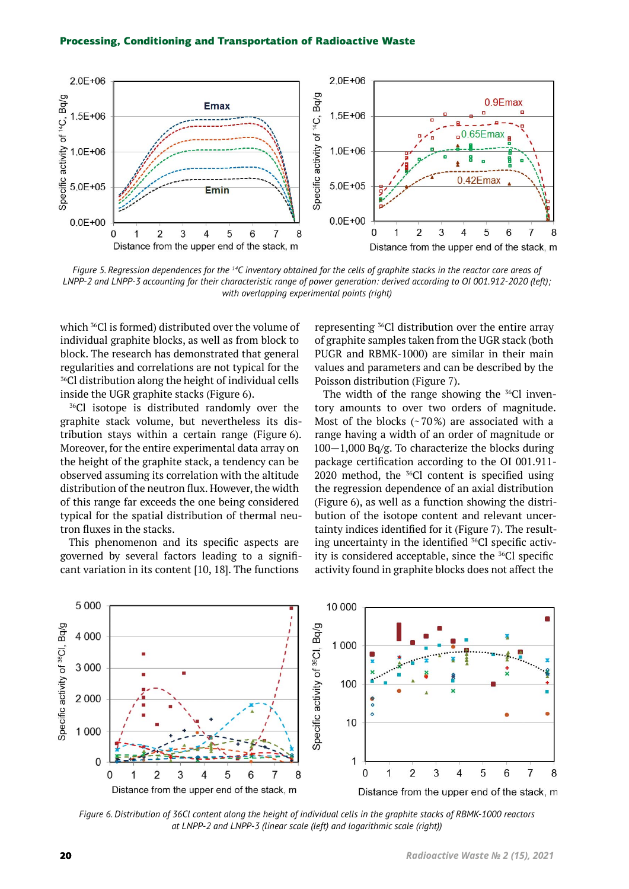*Figure 5. Regression dependences for the $^{14}C$ inventory obtained for the cells of graphite stacks in the reactor core areas of LNPP-2 and LNPP-3 accounting for their characteristic range of power generation: derived according to OI 001.912-2020 (left); with overlapping experimental points (right)*

which $^{36}Cl$ is formed) distributed over the volume of individual graphite blocks, as well as from block to block. The research has demonstrated that general regularities and correlations are not typical for the $^{36}Cl$ distribution along the height of individual cells inside the UGR graphite stacks (Figure 6).

$^{36}Cl$ isotope is distributed randomly over the graphite stack volume, but nevertheless its distribution stays within a certain range (Figure 6). Moreover, for the entire experimental data array on the height of the graphite stack, a tendency can be observed assuming its correlation with the altitude distribution of the neutron flux. However, the width of this range far exceeds the one being considered typical for the spatial distribution of thermal neutron fluxes in the stacks.

This phenomenon and its specific aspects are governed by several factors leading to a significant variation in its content [10, 18]. The functions representing $^{36}Cl$ distribution over the entire array of graphite samples taken from the UGR stack (both PUGR and RBMK-1000) are similar in their main values and can be described by the Poisson distribution (Figure 7).

The width of the range showing the $^{36}Cl$ inventory amounts to over two orders of magnitude. Most of the blocks (~70%) are associated with a range having a width of an order of magnitude or 100—1,000 Bq/g. To characterize the blocks during package certification according to the OI 001.911-2020 method, the $^{36}Cl$ content is specified using the regression dependence of an axial distribution (Figure 6), as well as a function showing the distribution of the isotope content and relevant uncertainty indices identified for it (Figure 7). The resulting uncertainty in the identified $^{36}Cl$ specific activity is considered acceptable, since the $^{36}Cl$ specific activity found in graphite blocks does not affect the

*Figure 6. Distribution of 36Cl content along the height of individual cells in the graphite stacks of RBMK-1000 reactors at LNPP-2 and LNPP-3 (linear scale (left) and logarithmic scale (right))*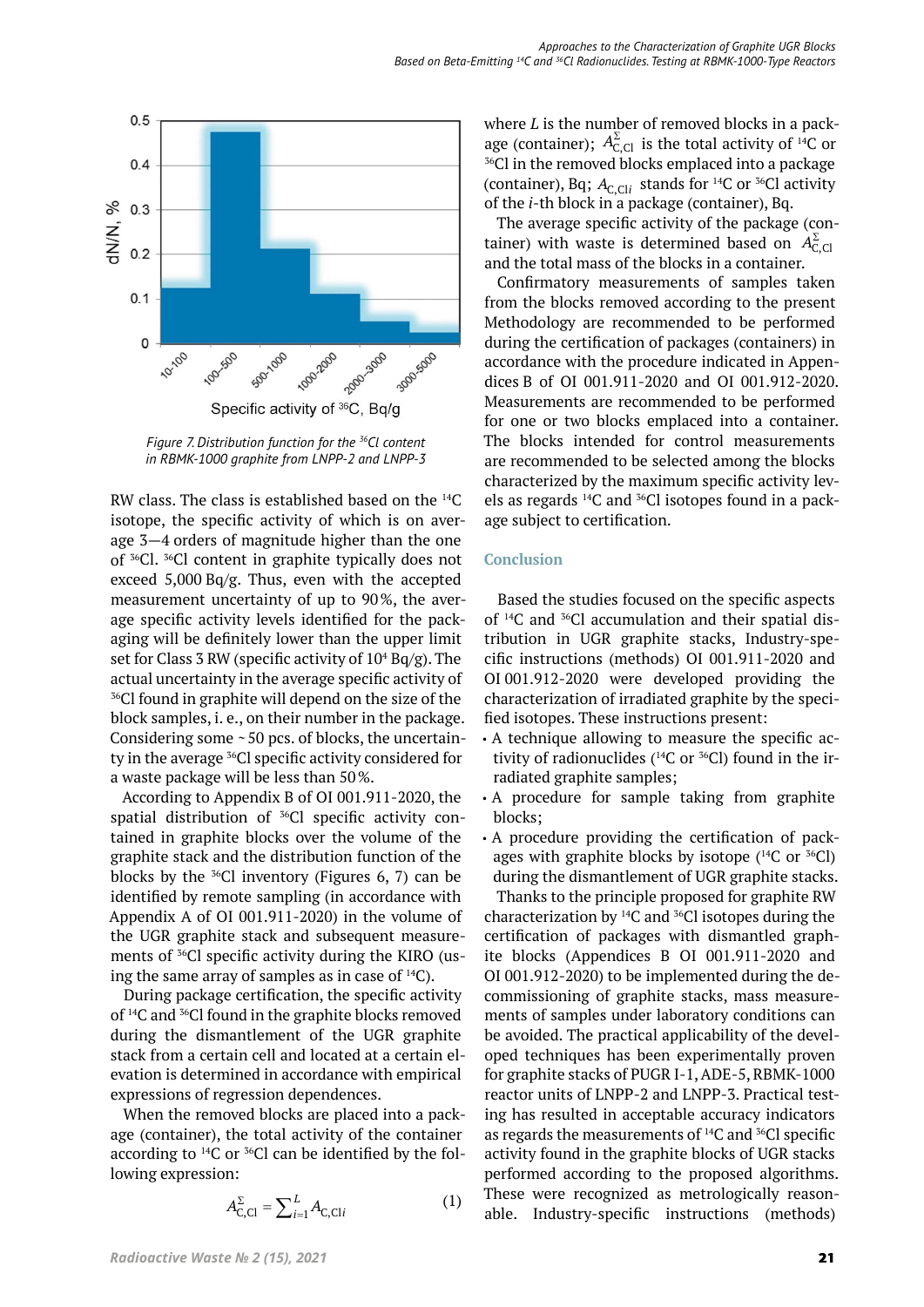Figure 7. Distribution function for the $^{36}Cl$ content in RBMK-1000 graphite from LNPP-2 and LNPP-3

RW class. The class is established based on the $^{14}C$ isotope, the specific activity of which is on average 3—4 orders of magnitude higher than the one of $^{36}Cl$. $^{36}Cl$ content in graphite typically does not exceed 5,000 Bq/g. Thus, even with the accepted measurement uncertainty of up to 90%, the average specific activity levels identified for the packaging will be definitely lower than the upper limit set for Class 3 RW (specific activity of $10^4$ Bq/g). The actual uncertainty in the average specific activity of $^{36}Cl$ found in graphite will depend on the size of the block samples, i.e., on their number in the package. Considering some ~ 50 pcs. of blocks, the uncertainty in the average $^{36}Cl$ specific activity considered for a waste package will be less than 50%.

According to Appendix B of OI 001.911-2020, the spatial distribution of $^{36}Cl$ specific activity contained in graphite blocks over the volume of the graphite stack and the distribution function of the blocks by the $^{36}Cl$ inventory (Figures 6, 7) can be identified by remote sampling (in accordance with Appendix A of OI 001.911-2020) in the volume of the UGR graphite stack and subsequent measurements of $^{36}Cl$ specific activity during the KIRO (using the same array of samples as in case of $^{14}C$).

During package certification, the specific activity of $^{14}C$ and $^{36}Cl$ found in the graphite blocks removed during the dismantlement of the UGR graphite stack from a certain cell and located at a certain elevation is determined in accordance with empirical expressions of regression dependences.

When the removed blocks are placed into a package (container), the total activity of the container according to $^{14}C$ or $^{36}Cl$ can be identified by the following expression:

$$A^{\Sigma}_{C,Cl} = \sum_{i=1}^{L} A_{C,Cl\,i} \qquad (1)$$

where $L$ is the number of removed blocks in a package (container); $A^{\Sigma}_{C,Cl}$ is the total activity of $^{14}C$ or $^{36}Cl$ in the removed blocks emplaced into a package (container), Bq; $A_{C,Cl\,i}$ stands for $^{14}C$ or $^{36}Cl$ activity of the $i$-th block in a package (container), Bq.

The average specific activity of the package (container) with waste is determined based on $A^{\Sigma}_{C,Cl}$ and the total mass of the blocks in a container.

Confirmatory measurements of samples taken from the blocks removed according to the present Methodology are recommended to be performed during the certification of packages (containers) in accordance with the procedure indicated in Appendices B of OI 001.911-2020 and OI 001.912-2020. Measurements are recommended to be performed for one or two blocks emplaced into a container. The blocks intended for control measurements are recommended to be selected among the blocks characterized by the maximum specific activity levels as regards $^{14}C$ and $^{36}Cl$ isotopes found in a package subject to certification.

## Conclusion

Based the studies focused on the specific aspects of $^{14}C$ and $^{36}Cl$ accumulation and their spatial distribution in UGR graphite stacks, Industry-specific instructions (methods) OI 001.911-2020 and OI 001.912-2020 were developed providing the characterization of irradiated graphite by the specified isotopes. These instructions present:

- A technique allowing to measure the specific activity of radionuclides ($^{14}C$ or $^{36}Cl$) found in the irradiated graphite samples;
- A procedure for sample taking from graphite blocks;
- A procedure providing the certification of packages with graphite blocks by isotope ($^{14}C$ or $^{36}Cl$) during the dismantlement of UGR graphite stacks.

Thanks to the principle proposed for graphite RW characterization by $^{14}C$ and $^{36}Cl$ isotopes during the certification of packages with dismantled graphite blocks (Appendices B of OI 001.911-2020 and OI 001.912-2020) to be implemented during the decommissioning of graphite stacks, mass measurements of samples under laboratory conditions can be avoided. The practical applicability of the developed techniques has been experimentally proven for graphite stacks of PUGR I-1, ADE-5, RBMK-1000 reactor units of LNPP-2 and LNPP-3. Practical testing has resulted in acceptable accuracy indicators as regards the measurements of $^{14}C$ and $^{36}Cl$ specific activity found in the graphite blocks of UGR stacks performed according to the proposed algorithms. These were recognized as metrologically reasonable. Industry-specific instructions (methods)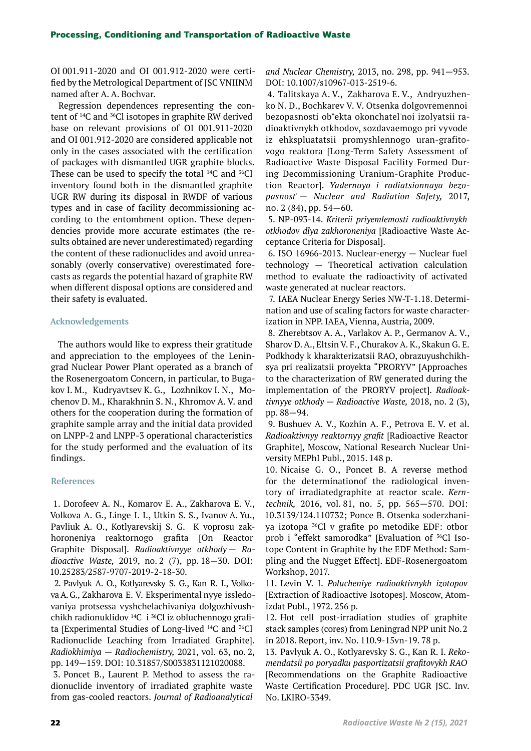OI 001.911-2020 and OI 001.912-2020 were certified by the Metrological Department of JSC VNIINM named after A. A. Bochvar.

Regression dependences representing the content of $^{14}C$ and $^{36}Cl$ isotopes in graphite RW derived base on relevant provisions of OI 001.911-2020 and OI 001.912-2020 are considered applicable not only in the cases associated with the certification of packages with dismantled UGR graphite blocks. These can be used to specify the total $^{14}C$ and $^{36}Cl$ inventory found both in the dismantled graphite UGR RW during its disposal in RWDF of various types and in case of facility decommissioning according to the entombment option. These dependencies provide more accurate estimates (the results obtained are never underestimated) regarding the content of these radionuclides and avoid unreasonably (overly conservative) overestimated forecasts as regards the potential hazard of graphite RW when different disposal options are considered and their safety is evaluated.

## Acknowledgements

The authors would like to express their gratitude and appreciation to the employees of the Leningrad Nuclear Power Plant operated as a branch of the Rosenergoatom Concern, in particular, to Bugakov I. M., Kudryavtsev K. G., Lozhnikov I. N., Mochenov D. M., Kharakhnin S. N., Khromov A. V. and others for the cooperation during the formation of graphite sample array and the initial data provided on LNPP-2 and LNPP-3 operational characteristics for the study performed and the evaluation of its findings.

## References

1. Dorofeev A. N., Komarov E. A., Zakharova E. V., Volkova A. G., Linge I. I., Utkin S. S., Ivanov A. Yu., Pavliuk A. O., Kotlyarevskij S. G. K voprosu zakhoroneniya reaktornogo grafita [On Reactor Graphite Disposal]. *Radioaktivnyye otkhody — Radioactive Waste,* 2019, no. 2 (7), pp. 18—30. DOI: 10.25283/2587-9707-2019-2-18-30.

2. Pavlyuk A. O., Kotlyarevsky S. G., Kan R. I., Volkova A. G., Zakharova E. V. Eksperimental'nyye issledovaniya protsessa vyshchelachivaniya dolgozhivushchikh radionuklidov $^{14}C$ i $^{36}Cl$ iz obluchennogo grafita [Experimental Studies of Long-lived $^{14}C$ and $^{36}Cl$ Radionuclide Leaching from Irradiated Graphite]. *Radiokhimiya — Radiochemistry,* 2021, vol. 63, no. 2, pp. 149—159. DOI: 10.31857/S0033831121020088.

3. Poncet B., Laurent P. Method to assess the radionuclide inventory of irradiated graphite waste from gas-cooled reactors. *Journal of Radioanalytical and Nuclear Chemistry,* 2013, no. 298, pp. 941—953. DOI: 10.1007/s10967-013-2519-6.

4. Talitskaya A. V., Zakharova E. V., Andryuzhenko N. D., Bochkarev V. V. Otsenka dolgovremennoi bezopasnosti ob"ekta okonchatel'noi izolyatsii radioaktivnykh otkhodov, sozdavaemogo pri vyvode iz ehkspluatatsii promyshlennogo uran-grafitovogo reaktora [Long-Term Safety Assessment of Radioactive Waste Disposal Facility Formed During Decommissioning Uranium-Graphite Production Reactor]. *Yadernaya i radiatsionnaya bezopasnost' — Nuclear and Radiation Safety,* 2017, no. 2 (84), pp. 54—60.

5. NP-093-14. *Kriterii priyemlemosti radioaktivnykh otkhodov dlya zakhoroneniya* [Radioactive Waste Acceptance Criteria for Disposal].

6. ISO 16966-2013. Nuclear-energy — Nuclear fuel technology — Theoretical activation calculation method to evaluate the radioactivity of activated waste generated at nuclear reactors.

7. IAEA Nuclear Energy Series NW-T-1.18. Determination and use of scaling factors for waste characterization in NPP. IAEA, Vienna, Austria, 2009.

8. Zherebtsov A. A., Varlakov A. P., Germanov A. V., Sharov D. A., Eltsin V. F., Churakov A. K., Skakun G. E. Podkhody k kharakterizatsii RAO, obrazuyushchikhsya pri realizatsii proyekta "PRORYV" [Approaches to the characterization of RW generated during the implementation of the PRORYV project]. *Radioaktivnyye otkhody — Radioactive Waste,* 2018, no. 2 (3), pp. 88—94.

9. Bushuev A. V., Kozhin A. F., Petrova E. V. et al. *Radioaktivnyy reaktornyy grafit* [Radioactive Reactor Graphite], Moscow, National Research Nuclear University MEPhI Publ., 2015. 148 p.

10. Nicaise G. O., Poncet B. A reverse method for the determinationof the radiological inventory of irradiatedgraphite at reactor scale. *Kerntechnik,* 2016, vol. 81, no. 5, pp. 565—570. DOI: 10.3139/124.110732; Ponce B. Otsenka soderzhaniya izotopa $^{36}Cl$ v grafite po metodike EDF: otbor prob i "effekt samorodka" [Evaluation of $^{36}Cl$ Isotope Content in Graphite by the EDF Method: Sampling and the Nugget Effect]. EDF-Rosenergoatom Workshop, 2017.

11. Levin V. I. *Polucheniye radioaktivnykh izotopov* [Extraction of Radioactive Isotopes]. Moscow, Atomizdat Publ., 1972. 256 p.

12. Hot cell post-irradiation studies of graphite stack samples (cores) from Leningrad NPP unit No. 2 in 2018. Report, inv. No. 110.9-15vn-19. 78 p.

13. Pavlyuk A. O., Kotlyarevsky S. G., Kan R. I. *Rekomendatsii po poryadku pasportizatsii grafitovykh RAO* [Recommendations on the Graphite Radioactive Waste Certification Procedure]. PDC UGR JSC. Inv. No. LKIRO-3349.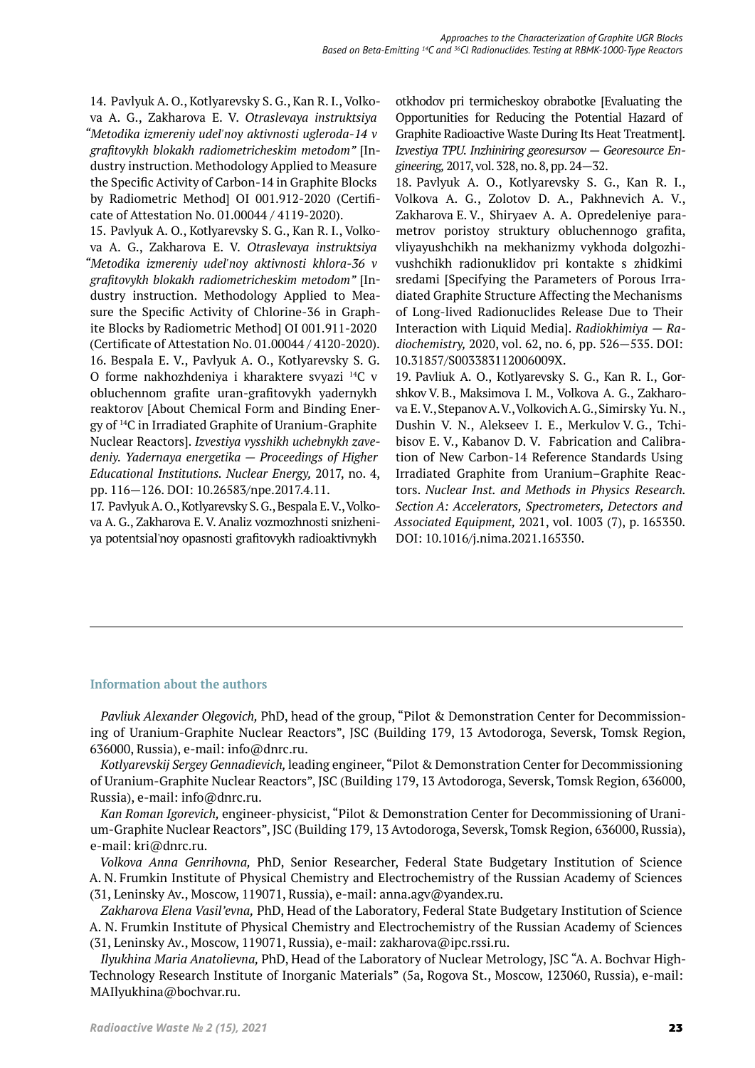14. Pavlyuk A. O., Kotlyarevsky S. G., Kan R. I., Volkova A. G., Zakharova E. V. *Otraslevaya instruktsiya "Metodika izmereniy udel'noy aktivnosti ugleroda-14 v grafitovykh blokakh radiometricheskim metodom"* [Industry instruction. Methodology Applied to Measure the Specific Activity of Carbon-14 in Graphite Blocks by Radiometric Method] OI 001.912-2020 (Certificate of Attestation No. 01.00044 / 4119-2020).

15. Pavlyuk A. O., Kotlyarevsky S. G., Kan R. I., Volkova A. G., Zakharova E. V. *Otraslevaya instruktsiya "Metodika izmereniy udel'noy aktivnosti khlora-36 v grafitovykh blokakh radiometricheskim metodom"* [Industry instruction. Methodology Applied to Measure the Specific Activity of Chlorine-36 in Graphite Blocks by Radiometric Method] OI 001.911-2020 (Certificate of Attestation No. 01.00044 / 4120-2020).

16. Bespala E. V., Pavlyuk A. O., Kotlyarevsky S. G. O forme nakhozhdeniya i kharaktere svyazi $^{14}C$ v obluchennom grafite uran-grafitovykh yadernykh reaktorov [About Chemical Form and Binding Energy of $^{14}C$ in Irradiated Graphite of Uranium-Graphite Nuclear Reactors]. *Izvestiya vysshikh uchebnykh zavedeniy. Yadernaya energetika — Proceedings of Higher Educational Institutions. Nuclear Energy,* 2017, no. 4, pp. 116—126. DOI: 10.26583/npe.2017.4.11.

17. Pavlyuk A. O., Kotlyarevsky S. G., Bespala E. V., Volkova A. G., Zakharova E. V. Analiz vozmozhnosti snizheniya potentsial'noy opasnosti grafitovykh radioaktivnykh otkhodov pri termicheskoy obrabotke [Evaluating the Opportunities for Reducing the Potential Hazard of Graphite Radioactive Waste During Its Heat Treatment]. *Izvestiya TPU. Inzhiniring georesursov — Georesource Engineering,* 2017, vol. 328, no. 8, pp. 24—32.

18. Pavlyuk A. O., Kotlyarevsky S. G., Kan R. I., Volkova A. G., Zolotov D. A., Pakhnevich A. V., Zakharova E. V., Shiryaev A. A. Opredeleniye parametrov poristoy struktury obluchennogo grafita, vliyayushchikh na mekhanizmy vykhoda dolgozhivushchikh radionuklidov pri kontakte s zhidkimi sredami [Specifying the Parameters of Porous Irradiated Graphite Structure Affecting the Mechanisms of Long-lived Radionuclides Release Due to Their Interaction with Liquid Media]. *Radiokhimiya — Radiochemistry,* 2020, vol. 62, no. 6, pp. 526—535. DOI: 10.31857/S003383112006009X.

19. Pavliuk A. O., Kotlyarevsky S. G., Kan R. I., Gorshkov V. B., Maksimova I. M., Volkova A. G., Zakharova E. V., Stepanov A. V., Volkovich A. G., Simirsky Yu. N., Dushin V. N., Alekseev I. E., Merkulov V. G., Tchibisov E. V., Kabanov D. V. Fabrication and Calibration of New Carbon-14 Reference Standards Using Irradiated Graphite from Uranium–Graphite Reactors. *Nuclear Inst. and Methods in Physics Research. Section A: Accelerators, Spectrometers, Detectors and Associated Equipment,* 2021, vol. 1003 (7), p. 165350. DOI: 10.1016/j.nima.2021.165350.

### Information about the authors

*Pavliuk Alexander Olegovich,* PhD, head of the group, "Pilot & Demonstration Center for Decommissioning of Uranium-Graphite Nuclear Reactors", JSC (Building 179, 13 Avtodoroga, Seversk, Tomsk Region, 636000, Russia), e-mail: info@dnrc.ru.

*Kotlyarevskij Sergey Gennadievich,* leading engineer, "Pilot & Demonstration Center for Decommissioning of Uranium-Graphite Nuclear Reactors", JSC (Building 179, 13 Avtodoroga, Seversk, Tomsk Region, 636000, Russia), e-mail: info@dnrc.ru.

*Kan Roman Igorevich,* engineer-physicist, "Pilot & Demonstration Center for Decommissioning of Uranium-Graphite Nuclear Reactors", JSC (Building 179, 13 Avtodoroga, Seversk, Tomsk Region, 636000, Russia), e-mail: kri@dnrc.ru.

*Volkova Anna Genrihovna,* PhD, Senior Researcher, Federal State Budgetary Institution of Science A. N. Frumkin Institute of Physical Chemistry and Electrochemistry of the Russian Academy of Sciences (31, Leninsky Av., Moscow, 119071, Russia), e-mail: anna.agv@yandex.ru.

*Zakharova Elena Vasil'evna,* PhD, Head of the Laboratory, Federal State Budgetary Institution of Science A. N. Frumkin Institute of Physical Chemistry and Electrochemistry of the Russian Academy of Sciences (31, Leninsky Av., Moscow, 119071, Russia), e-mail: zakharova@ipc.rssi.ru.

*Ilyukhina Maria Anatolievna,* PhD, Head of the Laboratory of Nuclear Metrology, JSC "A. A. Bochvar High-Technology Research Institute of Inorganic Materials" (5a, Rogova St., Moscow, 123060, Russia), e-mail: MAIlyukhina@bochvar.ru.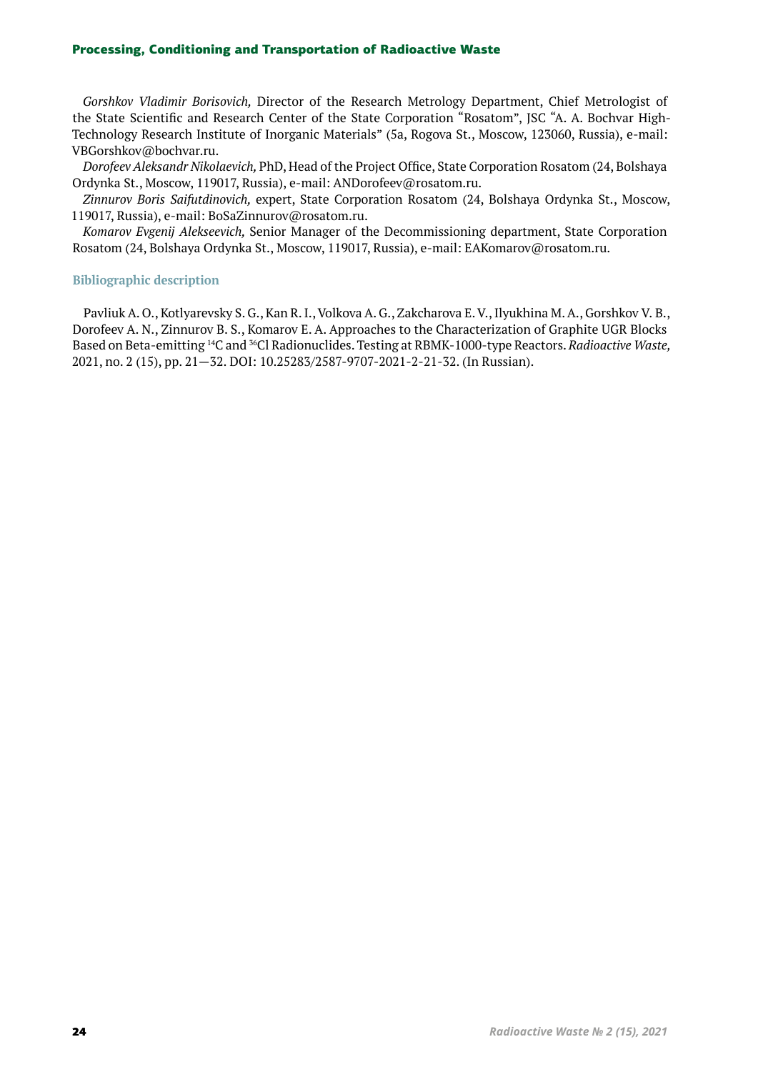*Gorshkov Vladimir Borisovich,* Director of the Research Metrology Department, Chief Metrologist of the State Scientific and Research Center of the State Corporation "Rosatom", JSC "A. A. Bochvar High-Technology Research Institute of Inorganic Materials" (5a, Rogova St., Moscow, 123060, Russia), e-mail: VBGorshkov@bochvar.ru.

*Dorofeev Aleksandr Nikolaevich,* PhD, Head of the Project Office, State Corporation Rosatom (24, Bolshaya Ordynka St., Moscow, 119017, Russia), e-mail: ANDorofeev@rosatom.ru.

*Zinnurov Boris Saifutdinovich,* expert, State Corporation Rosatom (24, Bolshaya Ordynka St., Moscow, 119017, Russia), e-mail: BoSaZinnurov@rosatom.ru.

*Komarov Evgenij Alekseevich,* Senior Manager of the Decommissioning department, State Corporation Rosatom (24, Bolshaya Ordynka St., Moscow, 119017, Russia), e-mail: EAKomarov@rosatom.ru.

### Bibliographic description

Pavliuk A. O., Kotlyarevsky S. G., Kan R. I., Volkova A. G., Zakcharova E. V., Ilyukhina M. A., Gorshkov V. B., Dorofeev A. N., Zinnurov B. S., Komarov E. A. Approaches to the Characterization of Graphite UGR Blocks Based on Beta-emitting $^{14}C$ and $^{36}Cl$ Radionuclides. Testing at RBMK-1000-type Reactors. *Radioactive Waste,* 2021, no. 2 (15), pp. 21—32. DOI: 10.25283/2587-9707-2021-2-21-32. (In Russian).